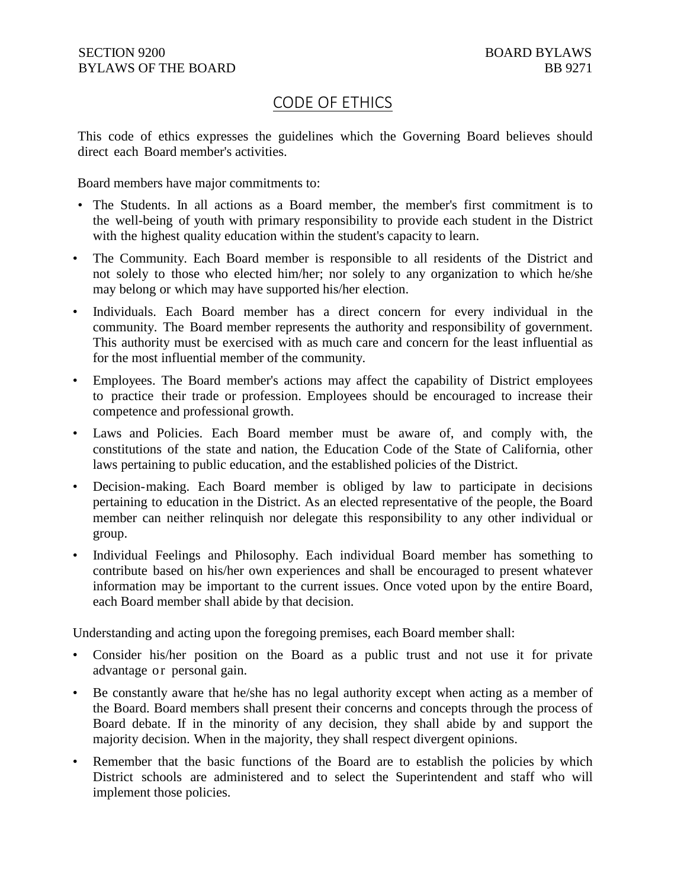SECTION 9200
BYLAWS OF THE BOARD

BOARD BYLAWS
BB 9271

# CODE OF ETHICS

This code of ethics expresses the guidelines which the Governing Board believes should direct each Board member's activities.

Board members have major commitments to:

- The Students. In all actions as a Board member, the member's first commitment is to the well-being of youth with primary responsibility to provide each student in the District with the highest quality education within the student's capacity to learn.
- The Community. Each Board member is responsible to all residents of the District and not solely to those who elected him/her; nor solely to any organization to which he/she may belong or which may have supported his/her election.
- Individuals. Each Board member has a direct concern for every individual in the community. The Board member represents the authority and responsibility of government. This authority must be exercised with as much care and concern for the least influential as for the most influential member of the community.
- Employees. The Board member's actions may affect the capability of District employees to practice their trade or profession. Employees should be encouraged to increase their competence and professional growth.
- Laws and Policies. Each Board member must be aware of, and comply with, the constitutions of the state and nation, the Education Code of the State of California, other laws pertaining to public education, and the established policies of the District.
- Decision-making. Each Board member is obliged by law to participate in decisions pertaining to education in the District. As an elected representative of the people, the Board member can neither relinquish nor delegate this responsibility to any other individual or group.
- Individual Feelings and Philosophy. Each individual Board member has something to contribute based on his/her own experiences and shall be encouraged to present whatever information may be important to the current issues. Once voted upon by the entire Board, each Board member shall abide by that decision.

Understanding and acting upon the foregoing premises, each Board member shall:

- Consider his/her position on the Board as a public trust and not use it for private advantage or personal gain.
- Be constantly aware that he/she has no legal authority except when acting as a member of the Board. Board members shall present their concerns and concepts through the process of Board debate. If in the minority of any decision, they shall abide by and support the majority decision. When in the majority, they shall respect divergent opinions.
- Remember that the basic functions of the Board are to establish the policies by which District schools are administered and to select the Superintendent and staff who will implement those policies.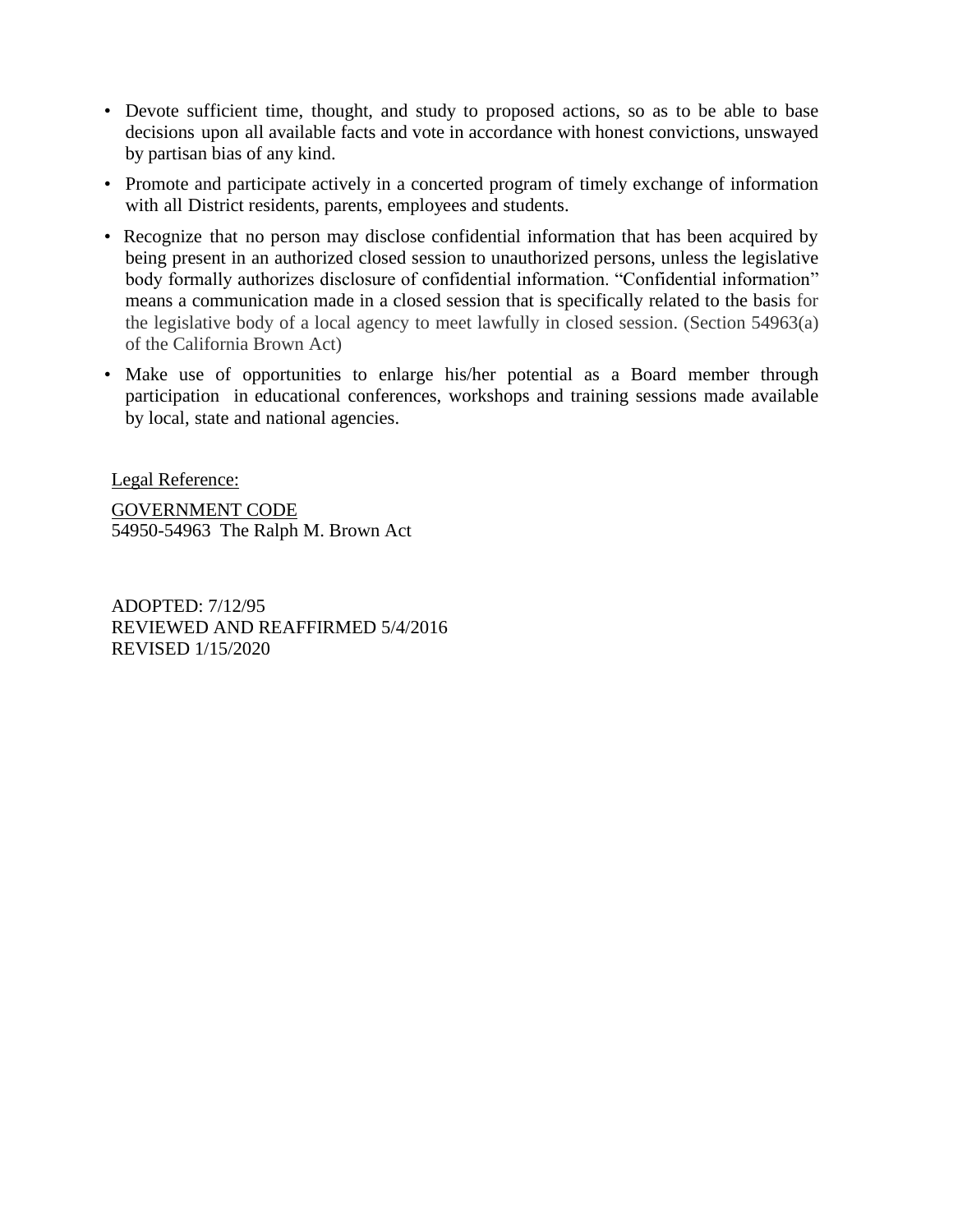- Devote sufficient time, thought, and study to proposed actions, so as to be able to base decisions upon all available facts and vote in accordance with honest convictions, unswayed by partisan bias of any kind.
- Promote and participate actively in a concerted program of timely exchange of information with all District residents, parents, employees and students.
- Recognize that no person may disclose confidential information that has been acquired by being present in an authorized closed session to unauthorized persons, unless the legislative body formally authorizes disclosure of confidential information. "Confidential information" means a communication made in a closed session that is specifically related to the basis for the legislative body of a local agency to meet lawfully in closed session. (Section 54963(a) of the California Brown Act)
- Make use of opportunities to enlarge his/her potential as a Board member through participation in educational conferences, workshops and training sessions made available by local, state and national agencies.

<u>Legal Reference:</u>

<u>GOVERNMENT CODE</u>
54950-54963 The Ralph M. Brown Act

ADOPTED: 7/12/95
REVIEWED AND REAFFIRMED 5/4/2016
REVISED 1/15/2020